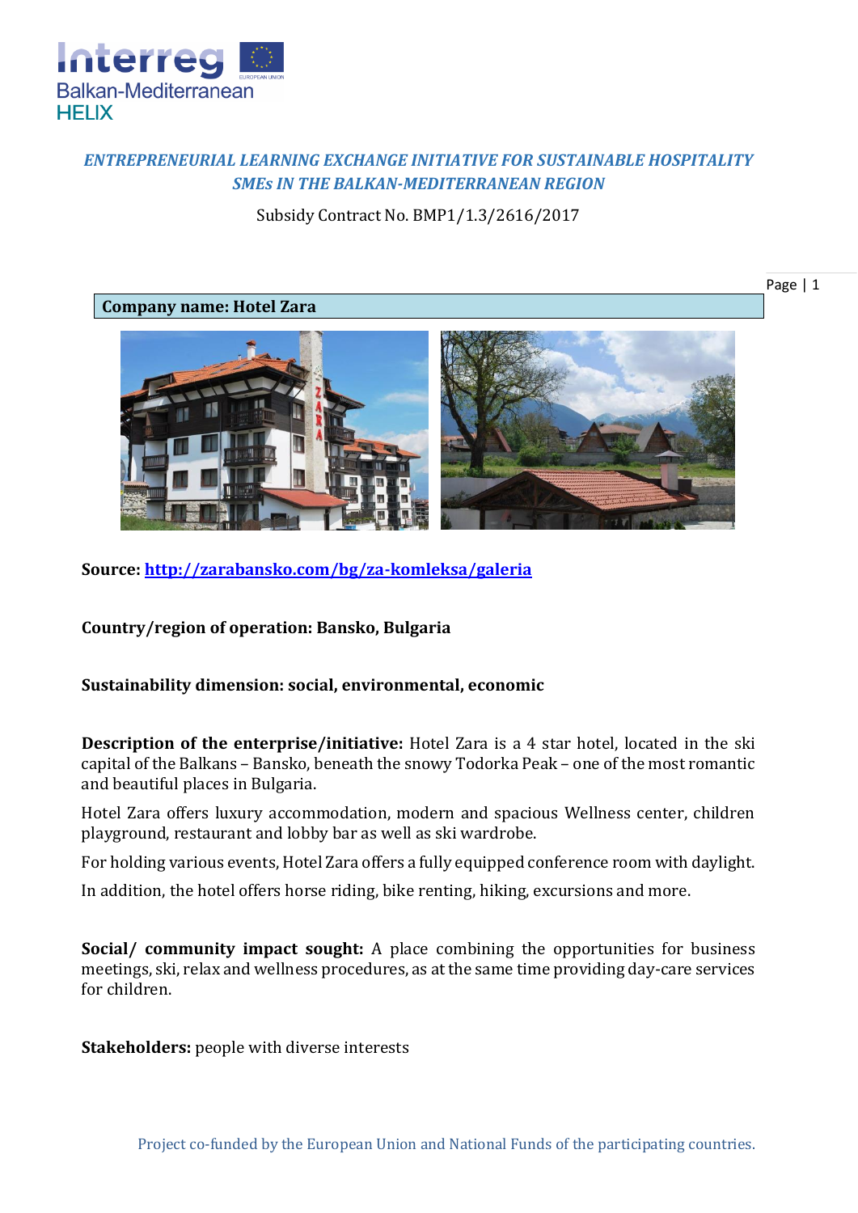***ENTREPRENEURIAL LEARNING EXCHANGE INITIATIVE FOR SUSTAINABLE HOSPITALITY SMEs IN THE BALKAN-MEDITERRANEAN REGION***

Subsidy Contract No. BMP1/1.3/2616/2017

**Company name: Hotel Zara**

**Source: [http://zarabansko.com/bg/za-komleksa/galeria](http://zarabansko.com/bg/za-komleksa/galeria)**

**Country/region of operation: Bansko, Bulgaria**

**Sustainability dimension: social, environmental, economic**

**Description of the enterprise/initiative:** Hotel Zara is a 4 star hotel, located in the ski capital of the Balkans – Bansko, beneath the snowy Todorka Peak – one of the most romantic and beautiful places in Bulgaria.

Hotel Zara offers luxury accommodation, modern and spacious Wellness center, children playground, restaurant and lobby bar as well as ski wardrobe.

For holding various events, Hotel Zara offers a fully equipped conference room with daylight.

In addition, the hotel offers horse riding, bike renting, hiking, excursions and more.

**Social/ community impact sought:** A place combining the opportunities for business meetings, ski, relax and wellness procedures, as at the same time providing day-care services for children.

**Stakeholders:** people with diverse interests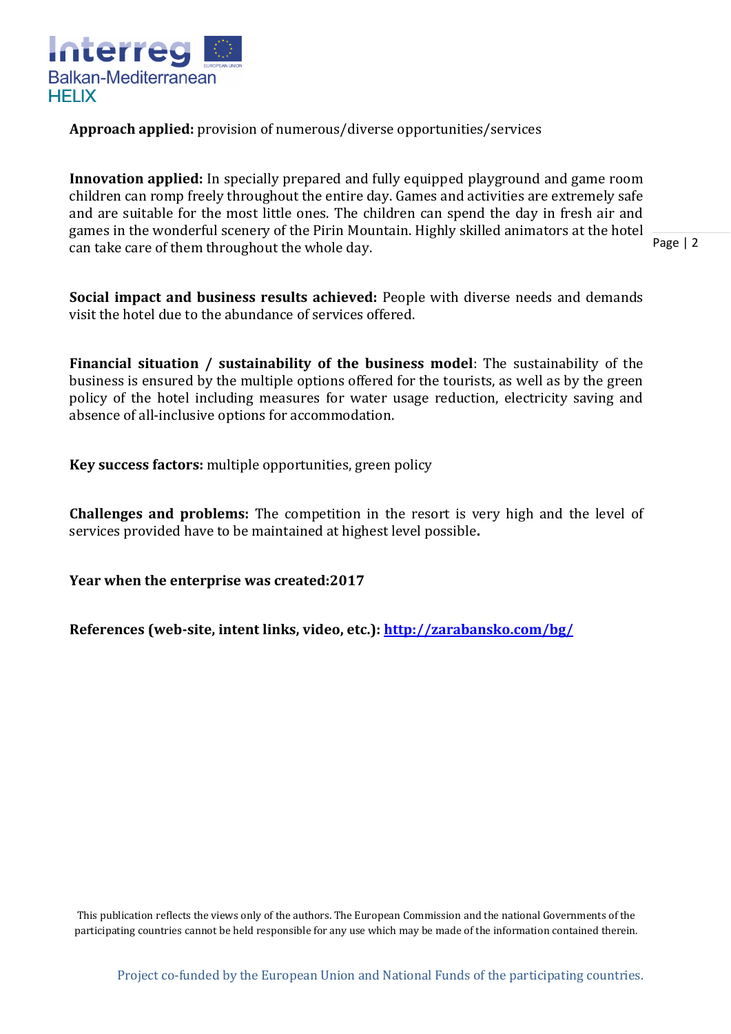**Approach applied:** provision of numerous/diverse opportunities/services

**Innovation applied:** In specially prepared and fully equipped playground and game room children can romp freely throughout the entire day. Games and activities are extremely safe and are suitable for the most little ones. The children can spend the day in fresh air and games in the wonderful scenery of the Pirin Mountain. Highly skilled animators at the hotel can take care of them throughout the whole day.

**Social impact and business results achieved:** People with diverse needs and demands visit the hotel due to the abundance of services offered.

**Financial situation / sustainability of the business model**: The sustainability of the business is ensured by the multiple options offered for the tourists, as well as by the green policy of the hotel including measures for water usage reduction, electricity saving and absence of all-inclusive options for accommodation.

**Key success factors:** multiple opportunities, green policy

**Challenges and problems:** The competition in the resort is very high and the level of services provided have to be maintained at highest level possible.

**Year when the enterprise was created:2017**

**References (web-site, intent links, video, etc.): [http://zarabansko.com/bg/](http://zarabansko.com/bg/)**

This publication reflects the views only of the authors. The European Commission and the national Governments of the participating countries cannot be held responsible for any use which may be made of the information contained therein.

Project co-funded by the European Union and National Funds of the participating countries.